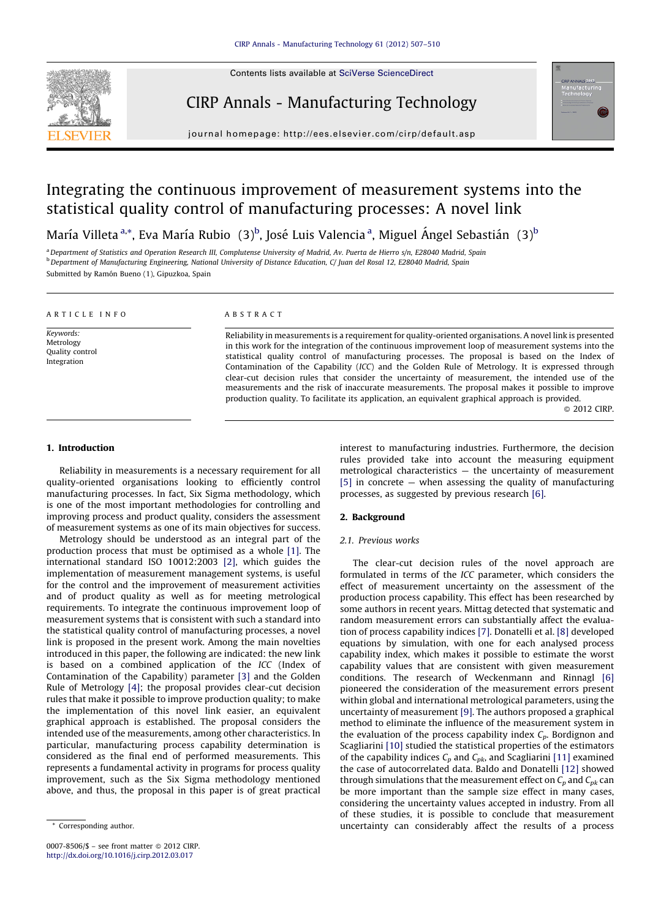# Integrating the continuous improvement of measurement systems into the statistical quality control of manufacturing processes: A novel link

María Villeta [a,*], Eva María Rubio (3)[b], José Luis Valencia [a], Miguel Ángel Sebastián (3)[b]

[a] Department of Statistics and Operation Research III, Complutense University of Madrid, Av. Puerta de Hierro s/n, E28040 Madrid, Spain

[b] Department of Manufacturing Engineering, National University of Distance Education, C/ Juan del Rosal 12, E28040 Madrid, Spain

Submitted by Ramón Bueno (1), Gipuzkoa, Spain

ARTICLE INFO

*Keywords:*
Metrology
Quality control
Integration

ABSTRACT

Reliability in measurements is a requirement for quality-oriented organisations. A novel link is presented in this work for the integration of the continuous improvement loop of measurement systems into the statistical quality control of manufacturing processes. The proposal is based on the Index of Contamination of the Capability (*ICC*) and the Golden Rule of Metrology. It is expressed through clear-cut decision rules that consider the uncertainty of measurement, the intended use of the measurements and the risk of inaccurate measurements. The proposal makes it possible to improve production quality. To facilitate its application, an equivalent graphical approach is provided.

© 2012 CIRP.

## 1. Introduction

Reliability in measurements is a necessary requirement for all quality-oriented organisations looking to efficiently control manufacturing processes. In fact, Six Sigma methodology, which is one of the most important methodologies for controlling and improving process and product quality, considers the assessment of measurement systems as one of its main objectives for success.

Metrology should be understood as an integral part of the production process that must be optimised as a whole [1]. The international standard ISO 10012:2003 [2], which guides the implementation of measurement management systems, is useful for the control and the improvement of measurement activities and of product quality as well as for meeting metrological requirements. To integrate the continuous improvement loop of measurement systems that is consistent with such a standard into the statistical quality control of manufacturing processes, a novel link is proposed in the present work. Among the main novelties introduced in this paper, the following are indicated: the new link is based on a combined application of the *ICC* (Index of Contamination of the Capability) parameter [3] and the Golden Rule of Metrology [4]; the proposal provides clear-cut decision rules that make it possible to improve production quality; to make the implementation of this novel link easier, an equivalent graphical approach is established. The proposal considers the intended use of the measurements, among other characteristics. In particular, manufacturing process capability determination is considered as the final end of performed measurements. This represents a fundamental activity in programs for process quality improvement, such as the Six Sigma methodology mentioned above, and thus, the proposal in this paper is of great practical interest to manufacturing industries. Furthermore, the decision rules provided take into account the measuring equipment metrological characteristics — the uncertainty of measurement [5] in concrete — when assessing the quality of manufacturing processes, as suggested by previous research [6].

## 2. Background

### 2.1. Previous works

The clear-cut decision rules of the novel approach are formulated in terms of the *ICC* parameter, which considers the effect of measurement uncertainty on the assessment of the production process capability. This effect has been researched by some authors in recent years. Mittag detected that systematic and random measurement errors can substantially affect the evaluation of process capability indices [7]. Donatelli et al. [8] developed equations by simulation, with one for each analysed process capability index, which makes it possible to estimate the worst capability values that are consistent with given measurement conditions. The research of Weckenmann and Rinnagl [6] pioneered the consideration of the measurement errors present within global and international metrological parameters, using the uncertainty of measurement [9]. The authors proposed a graphical method to eliminate the influence of the measurement system in the evaluation of the process capability index $C_p$. Bordignon and Scagliarini [10] studied the statistical properties of the estimators of the capability indices $C_p$ and $C_{pk}$, and Scagliarini [11] examined the case of autocorrelated data. Baldo and Donatelli [12] showed through simulations that the measurement effect on $C_p$ and $C_{pk}$ can be more important than the sample size effect in many cases, considering the uncertainty values accepted in industry. From all of these studies, it is possible to conclude that measurement uncertainty can considerably affect the results of a process

* Corresponding author.

0007-8506/$ – see front matter © 2012 CIRP.
http://dx.doi.org/10.1016/j.cirp.2012.03.017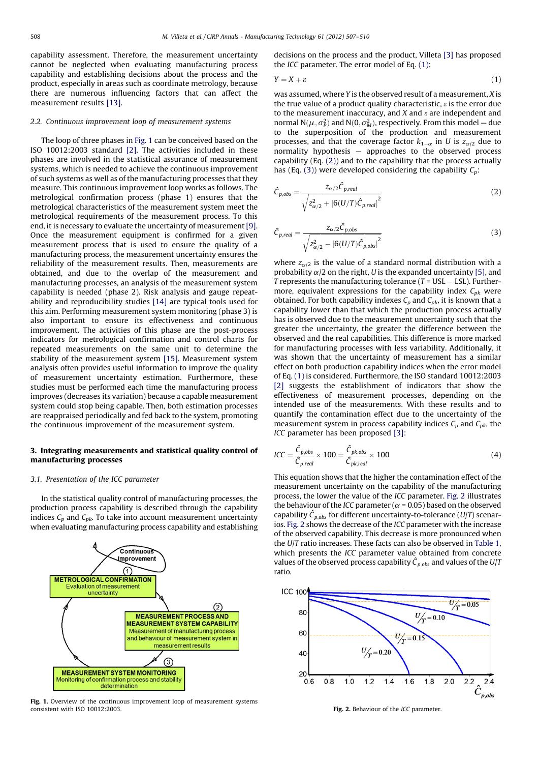capability assessment. Therefore, the measurement uncertainty cannot be neglected when evaluating manufacturing process capability and establishing decisions about the process and the product, especially in areas such as coordinate metrology, because there are numerous influencing factors that can affect the measurement results [13].

### 2.2. Continuous improvement loop of measurement systems

The loop of three phases in Fig. 1 can be conceived based on the ISO 10012:2003 standard [2]. The activities included in these phases are involved in the statistical assurance of measurement systems, which is needed to achieve the continuous improvement of such systems as well as of the manufacturing processes that they measure. This continuous improvement loop works as follows. The metrological confirmation process (phase 1) ensures that the metrological characteristics of the measurement system meet the metrological requirements of the measurement process. To this end, it is necessary to evaluate the uncertainty of measurement [9]. Once the measurement equipment is confirmed for a given measurement process that is used to ensure the quality of a manufacturing process, the measurement uncertainty ensures the reliability of the measurement results. Then, measurements are obtained, and due to the overlap of the measurement and manufacturing processes, an analysis of the measurement system capability is needed (phase 2). Risk analysis and gauge repeatability and reproducibility studies [14] are typical tools used for this aim. Performing measurement system monitoring (phase 3) is also important to ensure its effectiveness and continuous improvement. The activities of this phase are the post-process indicators for metrological confirmation and control charts for repeated measurements on the same unit to determine the stability of the measurement system [15]. Measurement system analysis often provides useful information to improve the quality of measurement uncertainty estimation. Furthermore, these studies must be performed each time the manufacturing process improves (decreases its variation) because a capable measurement system could stop being capable. Then, both estimation processes are reappraised periodically and fed back to the system, promoting the continuous improvement of the measurement system.

Fig. 1. Overview of the continuous improvement loop of measurement systems consistent with ISO 10012:2003.

## 3. Integrating measurements and statistical quality control of manufacturing processes

### 3.1. Presentation of the ICC parameter

In the statistical quality control of manufacturing processes, the production process capability is described through the capability indices $C_p$ and $C_{pk}$. To take into account measurement uncertainty when evaluating manufacturing process capability and establishing decisions on the process and the product, Villeta [3] has proposed the *ICC* parameter. The error model of Eq. (1):

$$Y = X + \varepsilon \tag{1}$$

was assumed, where $Y$ is the observed result of a measurement, $X$ is the true value of a product quality characteristic, $\varepsilon$ is the error due to the measurement inaccuracy, and $X$ and $\varepsilon$ are independent and normal $N(\mu, \sigma_P^2)$ and $N(0, \sigma_M^2)$, respectively. From this model — due to the superposition of the production and measurement processes, and that the coverage factor $k_{1-\alpha}$ in $U$ is $z_{\alpha/2}$ due to normality hypothesis — approaches to the observed process capability (Eq. (2)) and to the capability that the process actually has (Eq. (3)) were developed considering the capability $C_p$:

$$\hat{C}_{p,obs} = \frac{z_{\alpha/2}\hat{C}_{p,real}}{\sqrt{z_{\alpha/2}^2 + \left[6(U/T)\hat{C}_{p,real}\right]^2}} \tag{2}$$

$$\hat{C}_{p,real} = \frac{z_{\alpha/2}\hat{C}_{p,obs}}{\sqrt{z_{\alpha/2}^2 - \left[6(U/T)\hat{C}_{p,obs}\right]^2}} \tag{3}$$

where $z_{\alpha/2}$ is the value of a standard normal distribution with a probability $\alpha/2$ on the right, $U$ is the expanded uncertainty [5], and $T$ represents the manufacturing tolerance ($T$ = USL − LSL). Furthermore, equivalent expressions for the capability index $C_{pk}$ were obtained. For both capability indexes $C_p$ and $C_{pk}$, it is known that a capability lower than that which the production process actually has is observed due to the measurement uncertainty such that the greater the uncertainty, the greater the difference between the observed and the real capabilities. This difference is more marked for manufacturing processes with less variability. Additionally, it was shown that the uncertainty of measurement has a similar effect on both production capability indices when the error model of Eq. (1) is considered. Furthermore, the ISO standard 10012:2003 [2] suggests the establishment of indicators that show the effectiveness of measurement processes, depending on the intended use of the measurements. With these results and to quantify the contamination effect due to the uncertainty of the measurement system in process capability indices $C_p$ and $C_{pk}$, the *ICC* parameter has been proposed [3]:

$$ICC = \frac{\hat{C}_{p,obs}}{\hat{C}_{p,real}} \times 100 = \frac{\hat{C}_{pk,obs}}{\hat{C}_{pk,real}} \times 100 \tag{4}$$

This equation shows that the higher the contamination effect of the measurement uncertainty on the capability of the manufacturing process, the lower the value of the *ICC* parameter. Fig. 2 illustrates the behaviour of the *ICC* parameter ($\alpha$ = 0.05) based on the observed capability $\hat{C}_{p,obs}$ for different uncertainty-to-tolerance ($U/T$) scenarios. Fig. 2 shows the decrease of the *ICC* parameter with the increase of the observed capability. This decrease is more pronounced when the $U/T$ ratio increases. These facts can also be observed in Table 1, which presents the *ICC* parameter value obtained from concrete values of the observed process capability $\hat{C}_{p,obs}$ and values of the $U/T$ ratio.

Fig. 2. Behaviour of the *ICC* parameter.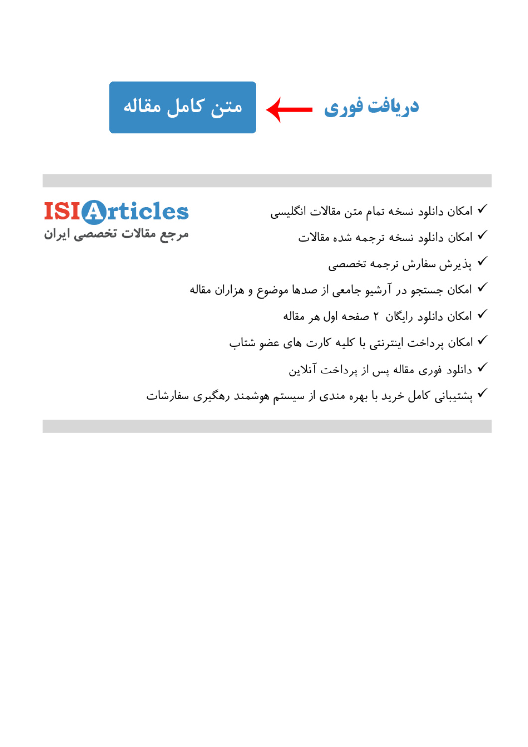دریافت فوری ← متن کامل مقاله

**ISIArticles**
مرجع مقالات تخصصی ایران

- ✓ امکان دانلود نسخه تمام متن مقالات انگلیسی
- ✓ امکان دانلود نسخه ترجمه شده مقالات
- ✓ پذیرش سفارش ترجمه تخصصی
- ✓ امکان جستجو در آرشیو جامعی از صدها موضوع و هزاران مقاله
- ✓ امکان دانلود رایگان ۲ صفحه اول هر مقاله
- ✓ امکان پرداخت اینترنتی با کلیه کارت های عضو شتاب
- ✓ دانلود فوری مقاله پس از پرداخت آنلاین
- ✓ پشتیبانی کامل خرید با بهره مندی از سیستم هوشمند رهگیری سفارشات